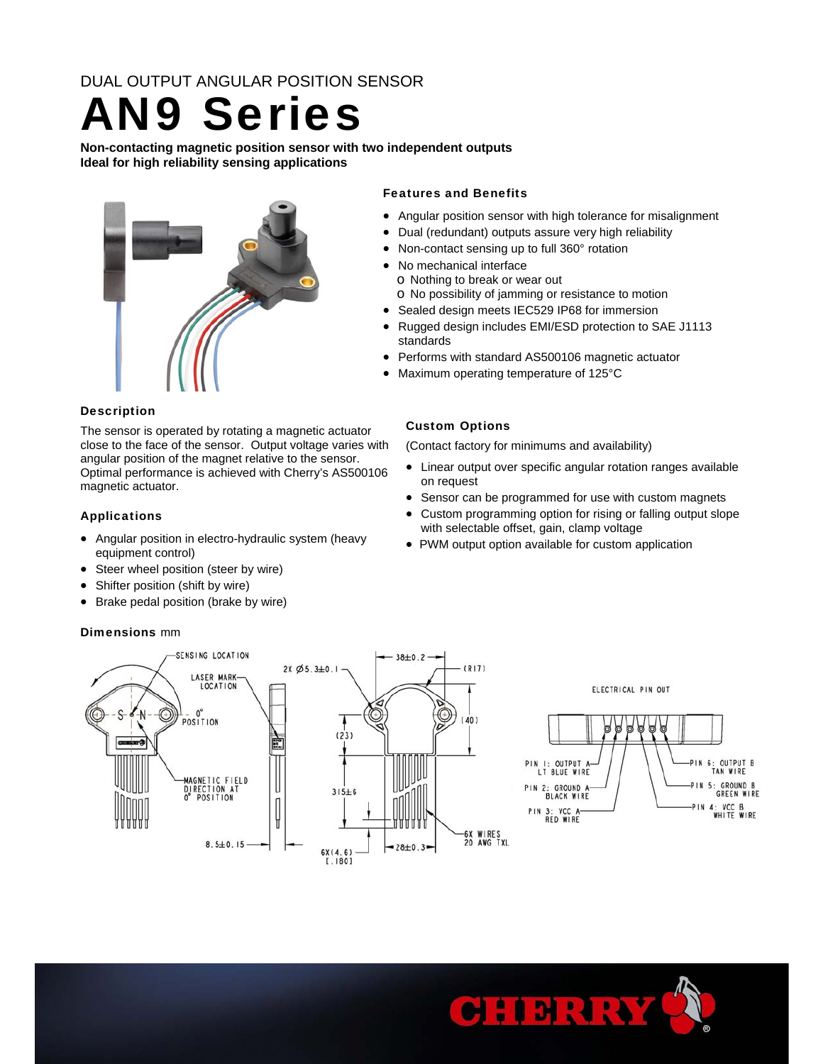DUAL OUTPUT ANGULAR POSITION SENSOR

# AN9 Series

**Non-contacting magnetic position sensor with two independent outputs**
**Ideal for high reliability sensing applications**

### Features and Benefits

- Angular position sensor with high tolerance for misalignment
- Dual (redundant) outputs assure very high reliability
- Non-contact sensing up to full 360° rotation
- No mechanical interface
  - Nothing to break or wear out
  - No possibility of jamming or resistance to motion
- Sealed design meets IEC529 IP68 for immersion
- Rugged design includes EMI/ESD protection to SAE J1113 standards
- Performs with standard AS500106 magnetic actuator
- Maximum operating temperature of 125°C

### Description

The sensor is operated by rotating a magnetic actuator close to the face of the sensor. Output voltage varies with angular position of the magnet relative to the sensor. Optimal performance is achieved with Cherry's AS500106 magnetic actuator.

### Applications

- Angular position in electro-hydraulic system (heavy equipment control)
- Steer wheel position (steer by wire)
- Shifter position (shift by wire)
- Brake pedal position (brake by wire)

### Custom Options

(Contact factory for minimums and availability)

- Linear output over specific angular rotation ranges available on request
- Sensor can be programmed for use with custom magnets
- Custom programming option for rising or falling output slope with selectable offset, gain, clamp voltage
- PWM output option available for custom application

### Dimensions mm

SENSING LOCATION
LASER MARK LOCATION
0° POSITION
MAGNETIC FIELD DIRECTION AT 0° POSITION
8.5±0.15
2X Ø5.3±0.1
38±0.2
(R17)
(40)
(23)
315±6
6X(4.6) [.180]
28±0.3
6X WIRES 20 AWG TXL

ELECTRICAL PIN OUT

- PIN 1: OUTPUT A — LT BLUE WIRE
- PIN 2: GROUND A — BLACK WIRE
- PIN 3: VCC A — RED WIRE
- PIN 4: VCC B — WHITE WIRE
- PIN 5: GROUND B — GREEN WIRE
- PIN 6: OUTPUT B — TAN WIRE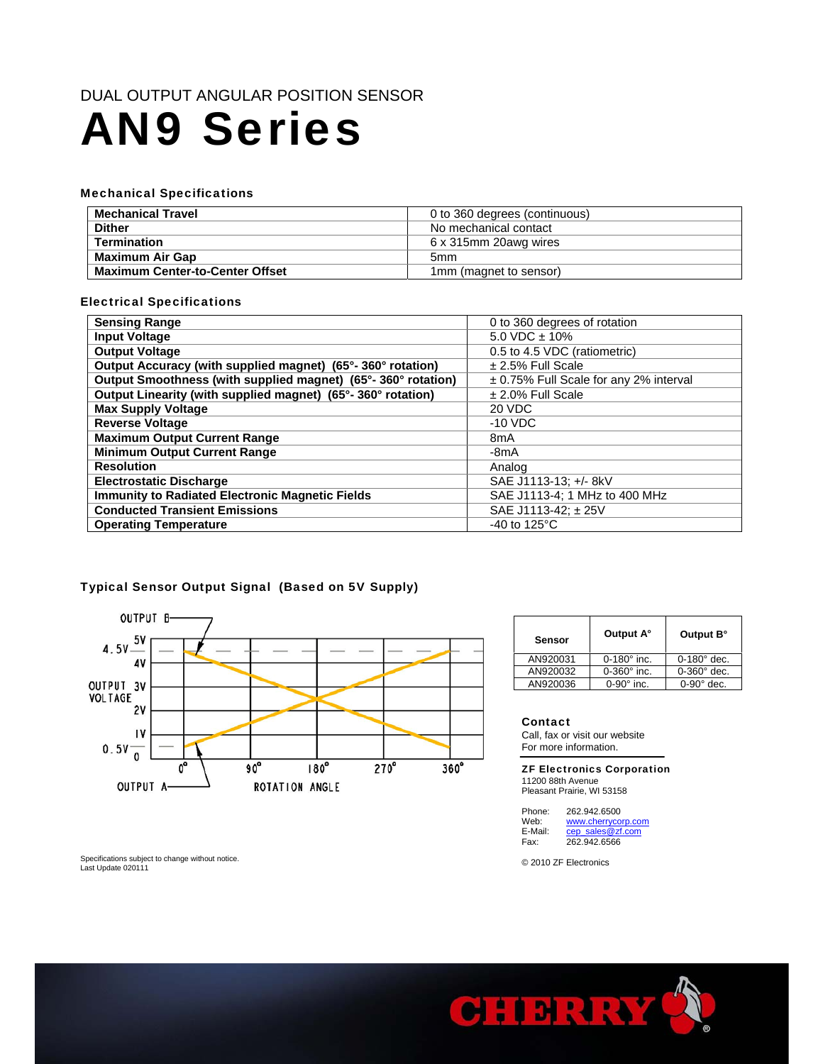DUAL OUTPUT ANGULAR POSITION SENSOR

# AN9 Series

### Mechanical Specifications

| | |
|---|---|
| **Mechanical Travel** | 0 to 360 degrees (continuous) |
| **Dither** | No mechanical contact |
| **Termination** | 6 x 315mm 20awg wires |
| **Maximum Air Gap** | 5mm |
| **Maximum Center-to-Center Offset** | 1mm (magnet to sensor) |

### Electrical Specifications

| | |
|---|---|
| **Sensing Range** | 0 to 360 degrees of rotation |
| **Input Voltage** | 5.0 VDC ± 10% |
| **Output Voltage** | 0.5 to 4.5 VDC (ratiometric) |
| **Output Accuracy (with supplied magnet) (65°- 360° rotation)** | ± 2.5% Full Scale |
| **Output Smoothness (with supplied magnet) (65°- 360° rotation)** | ± 0.75% Full Scale for any 2% interval |
| **Output Linearity (with supplied magnet) (65°- 360° rotation)** | ± 2.0% Full Scale |
| **Max Supply Voltage** | 20 VDC |
| **Reverse Voltage** | -10 VDC |
| **Maximum Output Current Range** | 8mA |
| **Minimum Output Current Range** | -8mA |
| **Resolution** | Analog |
| **Electrostatic Discharge** | SAE J1113-13; +/- 8kV |
| **Immunity to Radiated Electronic Magnetic Fields** | SAE J1113-4; 1 MHz to 400 MHz |
| **Conducted Transient Emissions** | SAE J1113-42; ± 25V |
| **Operating Temperature** | -40 to 125°C |

### Typical Sensor Output Signal (Based on 5V Supply)

| Sensor | Output A° | Output B° |
|---|---|---|
| AN920031 | 0-180° inc. | 0-180° dec. |
| AN920032 | 0-360° inc. | 0-360° dec. |
| AN920036 | 0-90° inc. | 0-90° dec. |

### Contact

Call, fax or visit our website
For more information.

**ZF Electronics Corporation**
11200 88th Avenue
Pleasant Prairie, WI 53158

Phone: 262.942.6500
Web: www.cherrycorp.com
E-Mail: cep_sales@zf.com
Fax: 262.942.6566

Specifications subject to change without notice.
Last Update 020111

© 2010 ZF Electronics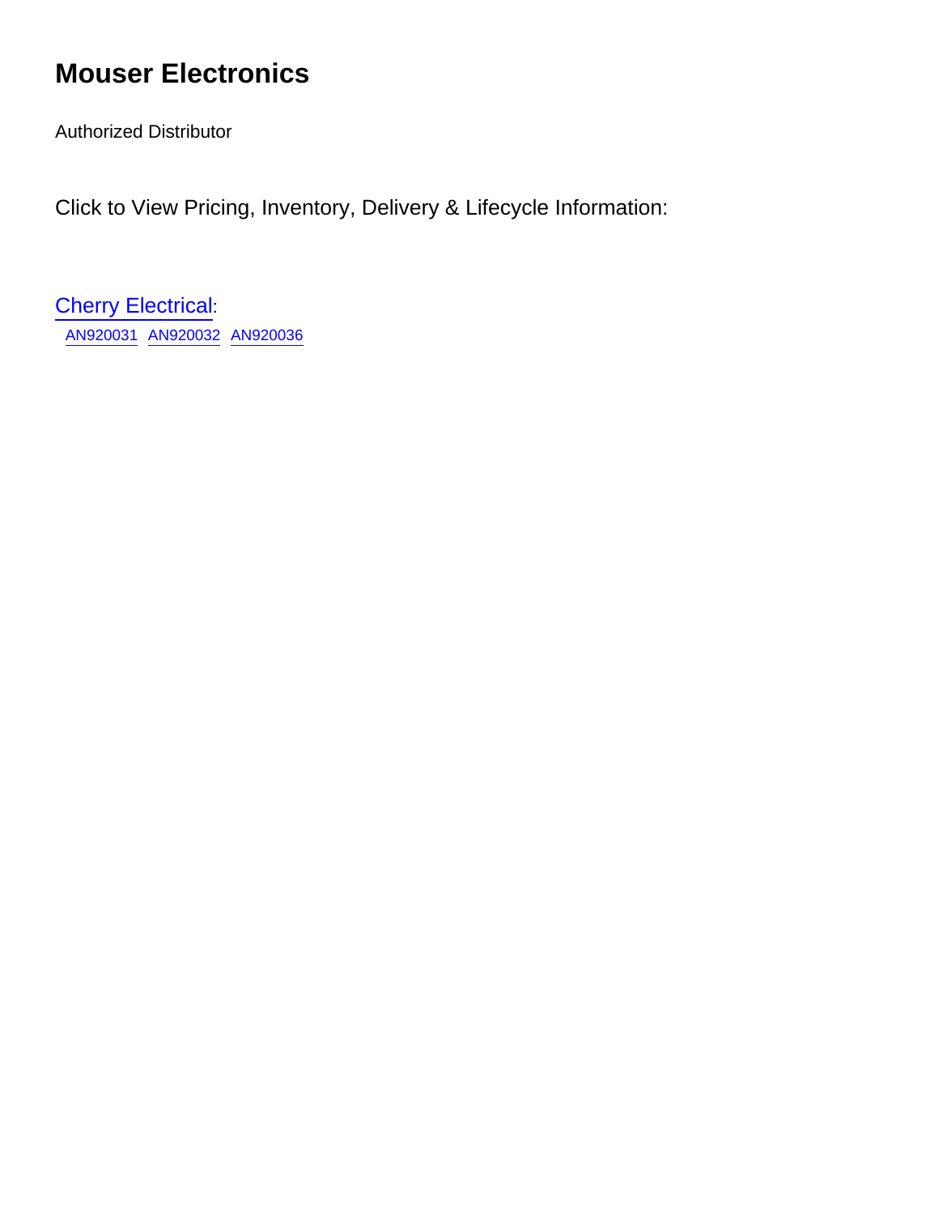# Mouser Electronics

Authorized Distributor

Click to View Pricing, Inventory, Delivery & Lifecycle Information:

Cherry Electrical:

AN920031 AN920032 AN920036